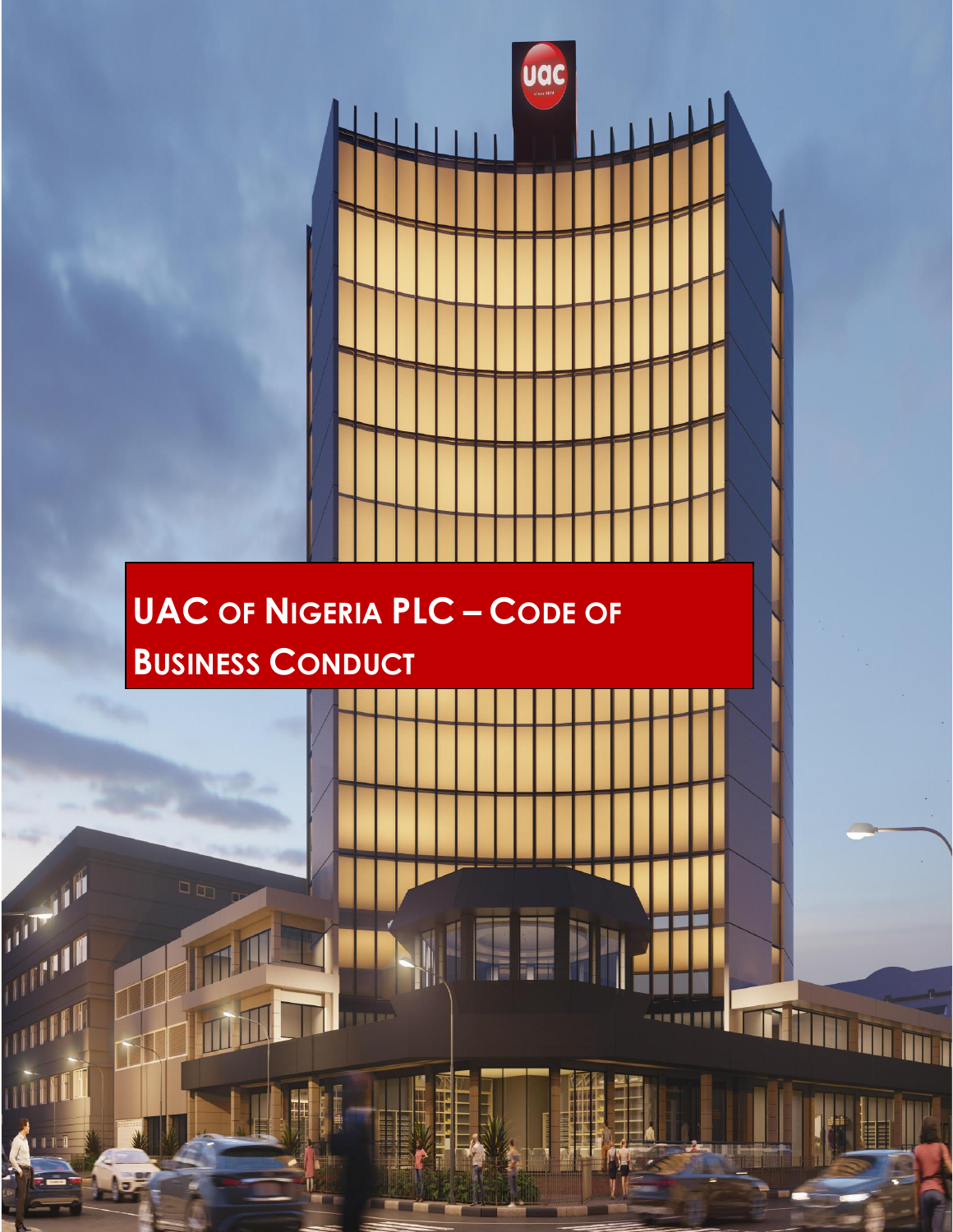# UAC of Nigeria PLC – Code of Business Conduct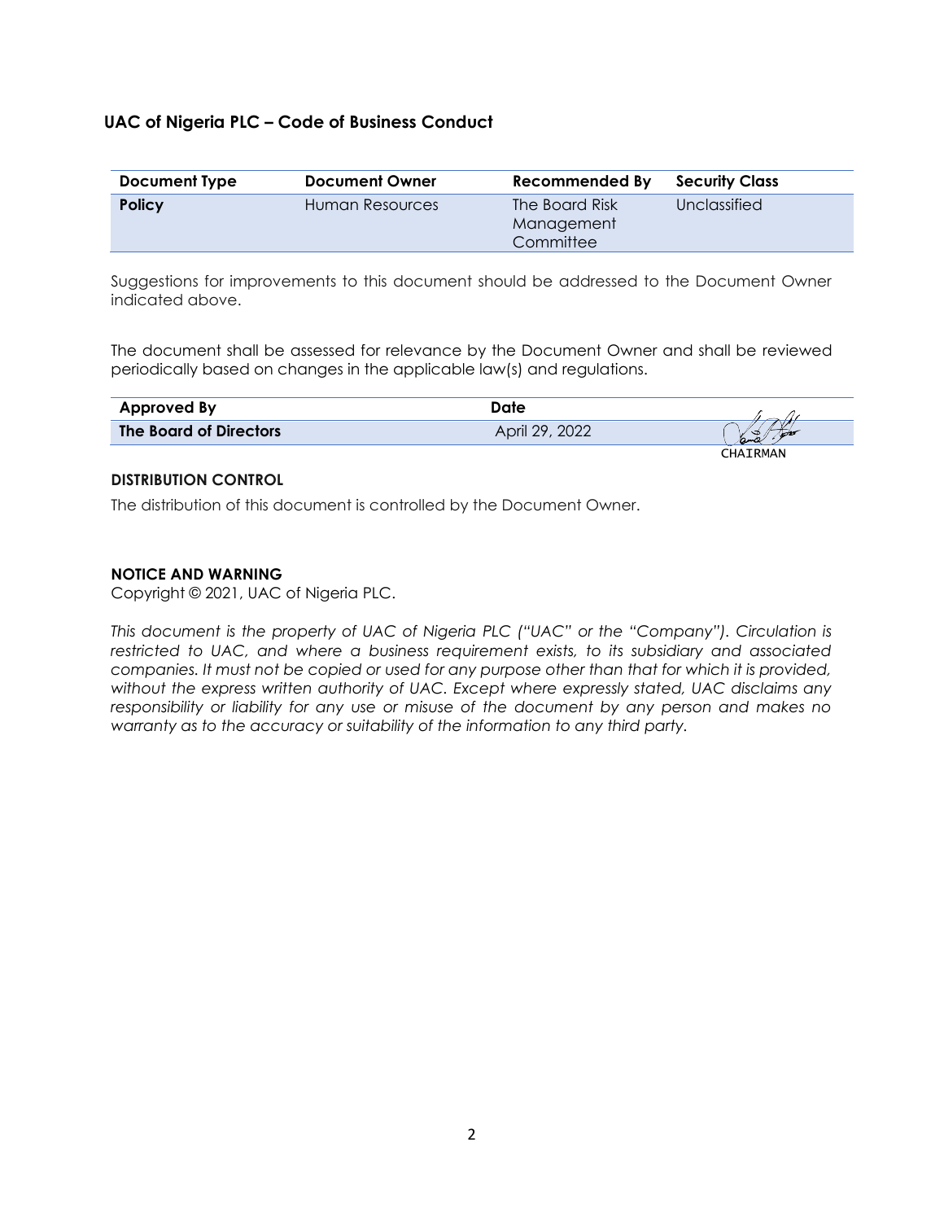## UAC of Nigeria PLC – Code of Business Conduct

| Document Type | Document Owner | Recommended By | Security Class |
|---|---|---|---|
| **Policy** | Human Resources | The Board Risk Management Committee | Unclassified |

Suggestions for improvements to this document should be addressed to the Document Owner indicated above.

The document shall be assessed for relevance by the Document Owner and shall be reviewed periodically based on changes in the applicable law(s) and regulations.

| Approved By | Date | |
|---|---|---|
| **The Board of Directors** | April 29, 2022 | CHAIRMAN |

**DISTRIBUTION CONTROL**

The distribution of this document is controlled by the Document Owner.

**NOTICE AND WARNING**

Copyright © 2021, UAC of Nigeria PLC.

*This document is the property of UAC of Nigeria PLC ("UAC" or the "Company"). Circulation is restricted to UAC, and where a business requirement exists, to its subsidiary and associated companies. It must not be copied or used for any purpose other than that for which it is provided, without the express written authority of UAC. Except where expressly stated, UAC disclaims any responsibility or liability for any use or misuse of the document by any person and makes no warranty as to the accuracy or suitability of the information to any third party.*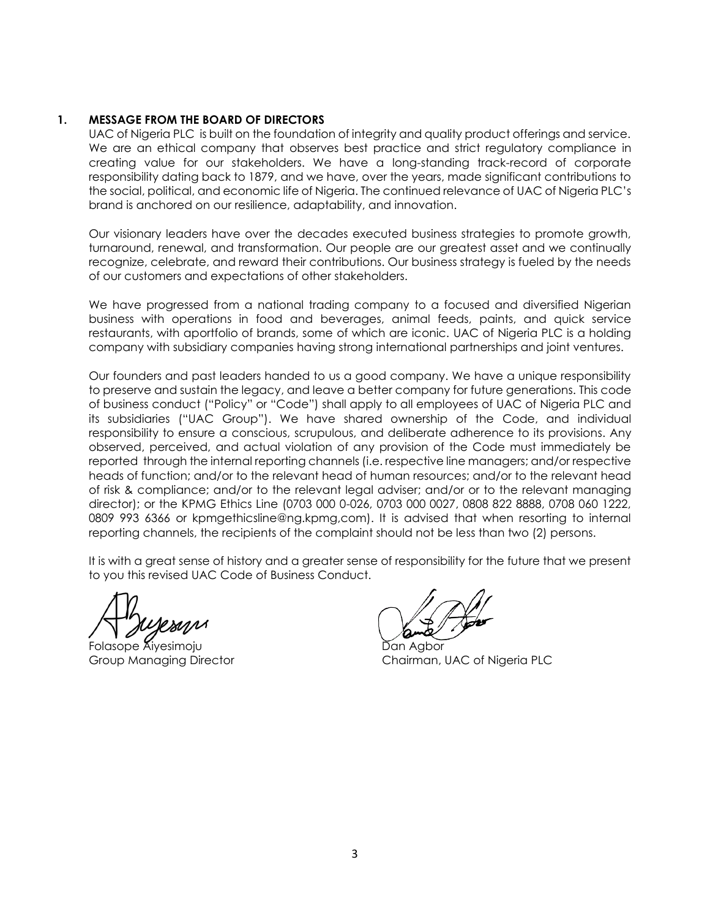## 1. MESSAGE FROM THE BOARD OF DIRECTORS

UAC of Nigeria PLC is built on the foundation of integrity and quality product offerings and service. We are an ethical company that observes best practice and strict regulatory compliance in creating value for our stakeholders. We have a long-standing track-record of corporate responsibility dating back to 1879, and we have, over the years, made significant contributions to the social, political, and economic life of Nigeria. The continued relevance of UAC of Nigeria PLC's brand is anchored on our resilience, adaptability, and innovation.

Our visionary leaders have over the decades executed business strategies to promote growth, turnaround, renewal, and transformation. Our people are our greatest asset and we continually recognize, celebrate, and reward their contributions. Our business strategy is fueled by the needs of our customers and expectations of other stakeholders.

We have progressed from a national trading company to a focused and diversified Nigerian business with operations in food and beverages, animal feeds, paints, and quick service restaurants, with aportfolio of brands, some of which are iconic. UAC of Nigeria PLC is a holding company with subsidiary companies having strong international partnerships and joint ventures.

Our founders and past leaders handed to us a good company. We have a unique responsibility to preserve and sustain the legacy, and leave a better company for future generations. This code of business conduct ("Policy" or "Code") shall apply to all employees of UAC of Nigeria PLC and its subsidiaries ("UAC Group"). We have shared ownership of the Code, and individual responsibility to ensure a conscious, scrupulous, and deliberate adherence to its provisions. Any observed, perceived, and actual violation of any provision of the Code must immediately be reported through the internal reporting channels (i.e. respective line managers; and/or respective heads of function; and/or to the relevant head of human resources; and/or to the relevant head of risk & compliance; and/or to the relevant legal adviser; and/or or to the relevant managing director); or the KPMG Ethics Line (0703 000 0-026, 0703 000 0027, 0808 822 8888, 0708 060 1222, 0809 993 6366 or kpmgethicsline@ng.kpmg,com). It is advised that when resorting to internal reporting channels, the recipients of the complaint should not be less than two (2) persons.

It is with a great sense of history and a greater sense of responsibility for the future that we present to you this revised UAC Code of Business Conduct.

Folasope Aiyesimoju
Group Managing Director

Dan Agbor
Chairman, UAC of Nigeria PLC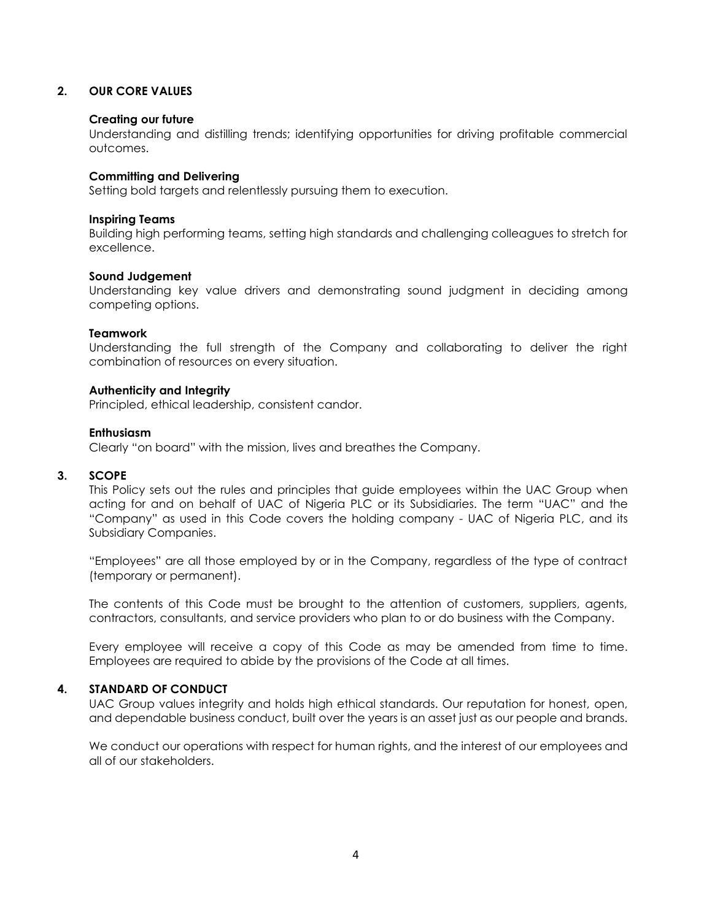## 2. OUR CORE VALUES

**Creating our future**
Understanding and distilling trends; identifying opportunities for driving profitable commercial outcomes.

**Committing and Delivering**
Setting bold targets and relentlessly pursuing them to execution.

**Inspiring Teams**
Building high performing teams, setting high standards and challenging colleagues to stretch for excellence.

**Sound Judgement**
Understanding key value drivers and demonstrating sound judgment in deciding among competing options.

**Teamwork**
Understanding the full strength of the Company and collaborating to deliver the right combination of resources on every situation.

**Authenticity and Integrity**
Principled, ethical leadership, consistent candor.

**Enthusiasm**
Clearly "on board" with the mission, lives and breathes the Company.

## 3. SCOPE

This Policy sets out the rules and principles that guide employees within the UAC Group when acting for and on behalf of UAC of Nigeria PLC or its Subsidiaries. The term "UAC" and the "Company" as used in this Code covers the holding company - UAC of Nigeria PLC, and its Subsidiary Companies.

"Employees" are all those employed by or in the Company, regardless of the type of contract (temporary or permanent).

The contents of this Code must be brought to the attention of customers, suppliers, agents, contractors, consultants, and service providers who plan to or do business with the Company.

Every employee will receive a copy of this Code as may be amended from time to time. Employees are required to abide by the provisions of the Code at all times.

## 4. STANDARD OF CONDUCT

UAC Group values integrity and holds high ethical standards. Our reputation for honest, open, and dependable business conduct, built over the years is an asset just as our people and brands.

We conduct our operations with respect for human rights, and the interest of our employees and all of our stakeholders.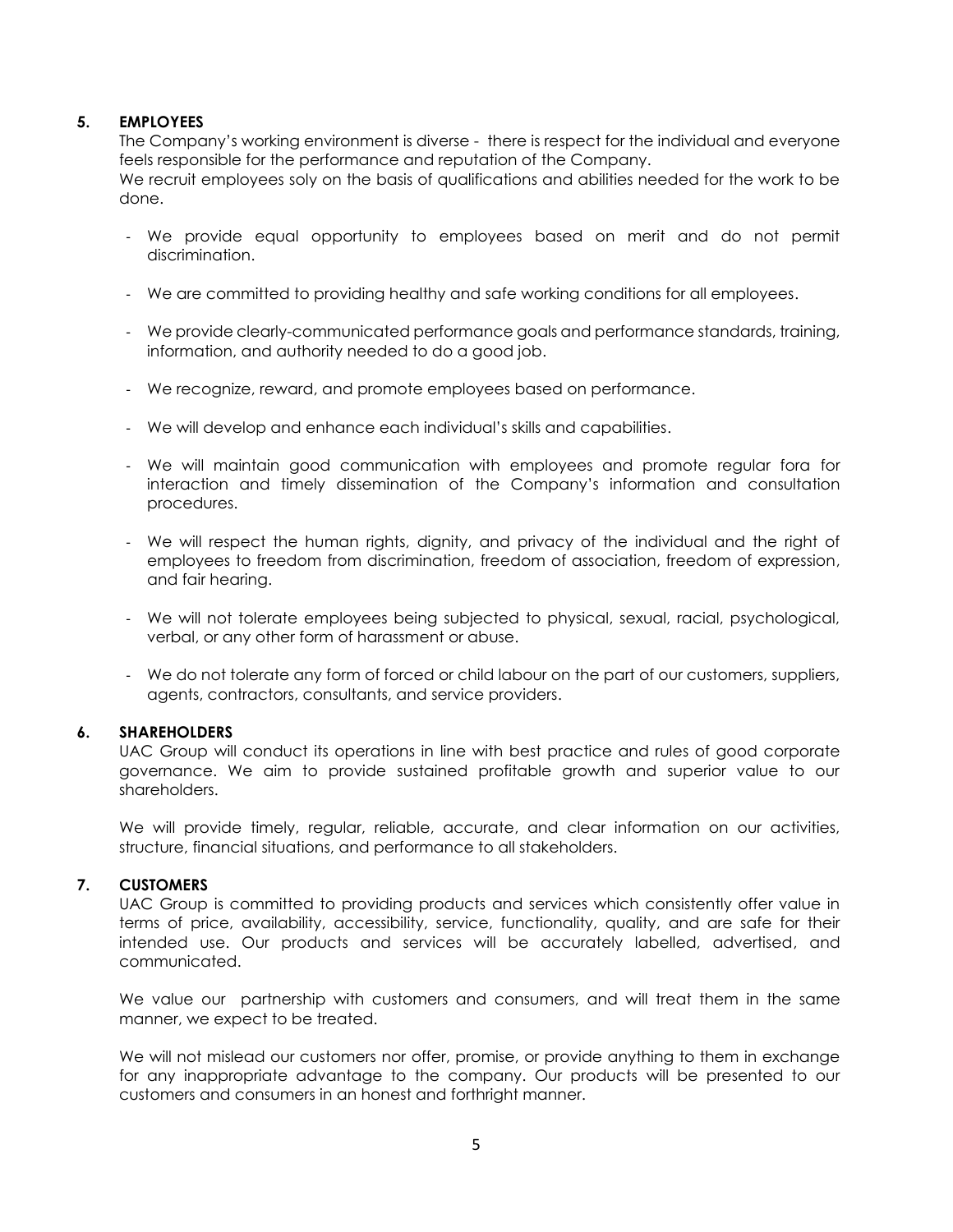## 5. EMPLOYEES

The Company's working environment is diverse - there is respect for the individual and everyone feels responsible for the performance and reputation of the Company.

We recruit employees soly on the basis of qualifications and abilities needed for the work to be done.

- We provide equal opportunity to employees based on merit and do not permit discrimination.
- We are committed to providing healthy and safe working conditions for all employees.
- We provide clearly-communicated performance goals and performance standards, training, information, and authority needed to do a good job.
- We recognize, reward, and promote employees based on performance.
- We will develop and enhance each individual's skills and capabilities.
- We will maintain good communication with employees and promote regular fora for interaction and timely dissemination of the Company's information and consultation procedures.
- We will respect the human rights, dignity, and privacy of the individual and the right of employees to freedom from discrimination, freedom of association, freedom of expression, and fair hearing.
- We will not tolerate employees being subjected to physical, sexual, racial, psychological, verbal, or any other form of harassment or abuse.
- We do not tolerate any form of forced or child labour on the part of our customers, suppliers, agents, contractors, consultants, and service providers.

## 6. SHAREHOLDERS

UAC Group will conduct its operations in line with best practice and rules of good corporate governance. We aim to provide sustained profitable growth and superior value to our shareholders.

We will provide timely, regular, reliable, accurate, and clear information on our activities, structure, financial situations, and performance to all stakeholders.

## 7. CUSTOMERS

UAC Group is committed to providing products and services which consistently offer value in terms of price, availability, accessibility, service, functionality, quality, and are safe for their intended use. Our products and services will be accurately labelled, advertised, and communicated.

We value our partnership with customers and consumers, and will treat them in the same manner, we expect to be treated.

We will not mislead our customers nor offer, promise, or provide anything to them in exchange for any inappropriate advantage to the company. Our products will be presented to our customers and consumers in an honest and forthright manner.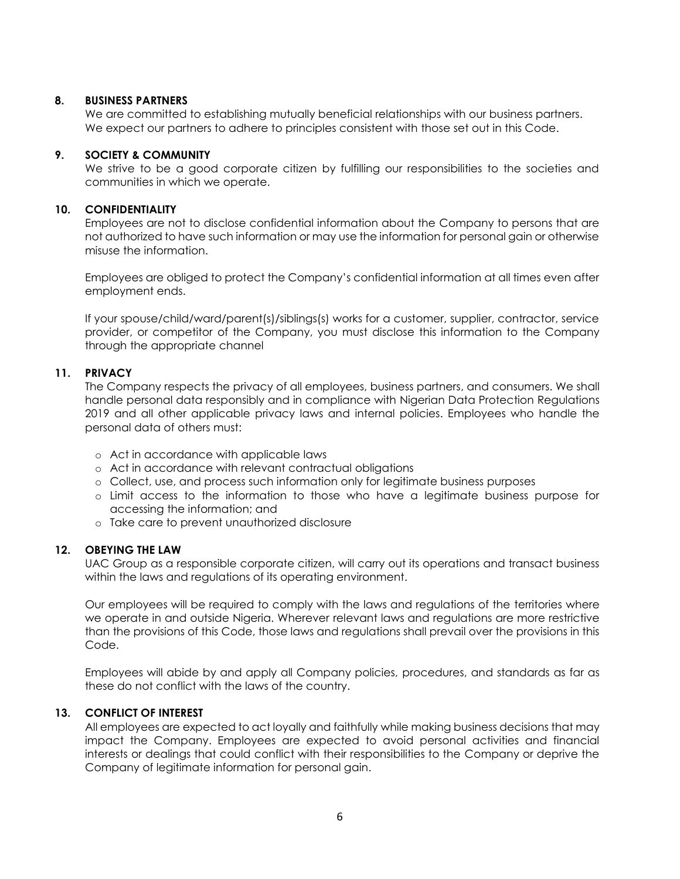## 8. BUSINESS PARTNERS

We are committed to establishing mutually beneficial relationships with our business partners. We expect our partners to adhere to principles consistent with those set out in this Code.

## 9. SOCIETY & COMMUNITY

We strive to be a good corporate citizen by fulfilling our responsibilities to the societies and communities in which we operate.

## 10. CONFIDENTIALITY

Employees are not to disclose confidential information about the Company to persons that are not authorized to have such information or may use the information for personal gain or otherwise misuse the information.

Employees are obliged to protect the Company's confidential information at all times even after employment ends.

If your spouse/child/ward/parent(s)/siblings(s) works for a customer, supplier, contractor, service provider, or competitor of the Company, you must disclose this information to the Company through the appropriate channel

## 11. PRIVACY

The Company respects the privacy of all employees, business partners, and consumers. We shall handle personal data responsibly and in compliance with Nigerian Data Protection Regulations 2019 and all other applicable privacy laws and internal policies. Employees who handle the personal data of others must:

- Act in accordance with applicable laws
- Act in accordance with relevant contractual obligations
- Collect, use, and process such information only for legitimate business purposes
- Limit access to the information to those who have a legitimate business purpose for accessing the information; and
- Take care to prevent unauthorized disclosure

## 12. OBEYING THE LAW

UAC Group as a responsible corporate citizen, will carry out its operations and transact business within the laws and regulations of its operating environment.

Our employees will be required to comply with the laws and regulations of the territories where we operate in and outside Nigeria. Wherever relevant laws and regulations are more restrictive than the provisions of this Code, those laws and regulations shall prevail over the provisions in this Code.

Employees will abide by and apply all Company policies, procedures, and standards as far as these do not conflict with the laws of the country.

## 13. CONFLICT OF INTEREST

All employees are expected to act loyally and faithfully while making business decisions that may impact the Company. Employees are expected to avoid personal activities and financial interests or dealings that could conflict with their responsibilities to the Company or deprive the Company of legitimate information for personal gain.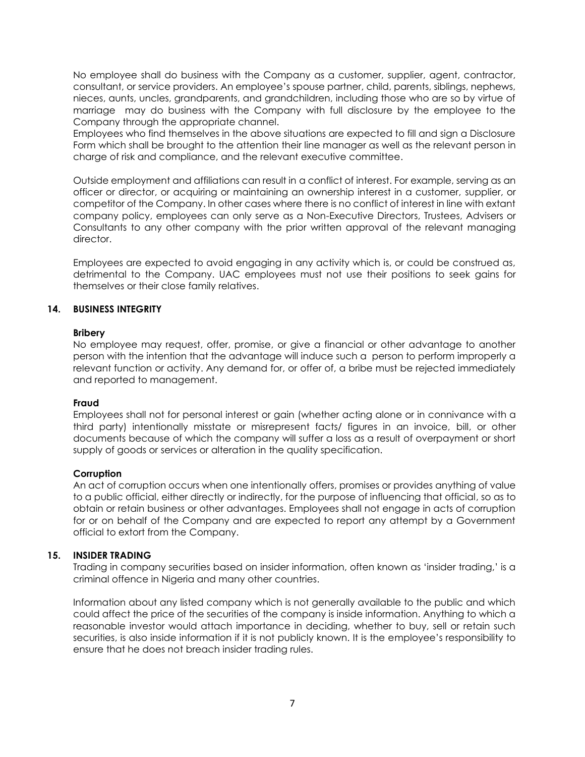No employee shall do business with the Company as a customer, supplier, agent, contractor, consultant, or service providers. An employee's spouse partner, child, parents, siblings, nephews, nieces, aunts, uncles, grandparents, and grandchildren, including those who are so by virtue of marriage may do business with the Company with full disclosure by the employee to the Company through the appropriate channel.
Employees who find themselves in the above situations are expected to fill and sign a Disclosure Form which shall be brought to the attention their line manager as well as the relevant person in charge of risk and compliance, and the relevant executive committee.

Outside employment and affiliations can result in a conflict of interest. For example, serving as an officer or director, or acquiring or maintaining an ownership interest in a customer, supplier, or competitor of the Company. In other cases where there is no conflict of interest in line with extant company policy, employees can only serve as a Non-Executive Directors, Trustees, Advisers or Consultants to any other company with the prior written approval of the relevant managing director.

Employees are expected to avoid engaging in any activity which is, or could be construed as, detrimental to the Company. UAC employees must not use their positions to seek gains for themselves or their close family relatives.

## 14. BUSINESS INTEGRITY

### Bribery

No employee may request, offer, promise, or give a financial or other advantage to another person with the intention that the advantage will induce such a person to perform improperly a relevant function or activity. Any demand for, or offer of, a bribe must be rejected immediately and reported to management.

### Fraud

Employees shall not for personal interest or gain (whether acting alone or in connivance with a third party) intentionally misstate or misrepresent facts/ figures in an invoice, bill, or other documents because of which the company will suffer a loss as a result of overpayment or short supply of goods or services or alteration in the quality specification.

### Corruption

An act of corruption occurs when one intentionally offers, promises or provides anything of value to a public official, either directly or indirectly, for the purpose of influencing that official, so as to obtain or retain business or other advantages. Employees shall not engage in acts of corruption for or on behalf of the Company and are expected to report any attempt by a Government official to extort from the Company.

## 15. INSIDER TRADING

Trading in company securities based on insider information, often known as 'insider trading,' is a criminal offence in Nigeria and many other countries.

Information about any listed company which is not generally available to the public and which could affect the price of the securities of the company is inside information. Anything to which a reasonable investor would attach importance in deciding, whether to buy, sell or retain such securities, is also inside information if it is not publicly known. It is the employee's responsibility to ensure that he does not breach insider trading rules.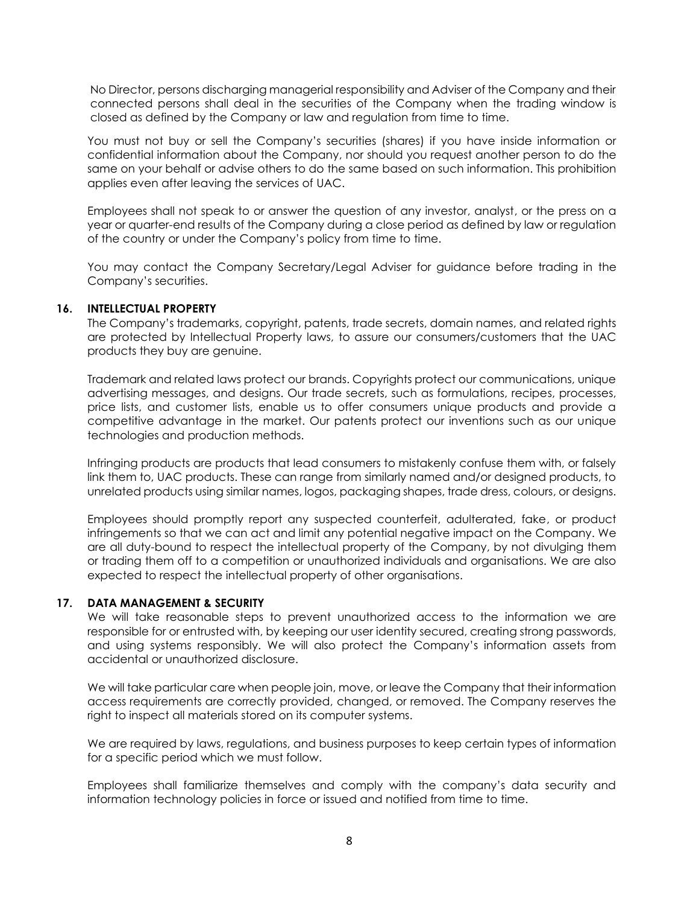No Director, persons discharging managerial responsibility and Adviser of the Company and their connected persons shall deal in the securities of the Company when the trading window is closed as defined by the Company or law and regulation from time to time.

You must not buy or sell the Company's securities (shares) if you have inside information or confidential information about the Company, nor should you request another person to do the same on your behalf or advise others to do the same based on such information. This prohibition applies even after leaving the services of UAC.

Employees shall not speak to or answer the question of any investor, analyst, or the press on a year or quarter-end results of the Company during a close period as defined by law or regulation of the country or under the Company's policy from time to time.

You may contact the Company Secretary/Legal Adviser for guidance before trading in the Company's securities.

## 16. INTELLECTUAL PROPERTY

The Company's trademarks, copyright, patents, trade secrets, domain names, and related rights are protected by Intellectual Property laws, to assure our consumers/customers that the UAC products they buy are genuine.

Trademark and related laws protect our brands. Copyrights protect our communications, unique advertising messages, and designs. Our trade secrets, such as formulations, recipes, processes, price lists, and customer lists, enable us to offer consumers unique products and provide a competitive advantage in the market. Our patents protect our inventions such as our unique technologies and production methods.

Infringing products are products that lead consumers to mistakenly confuse them with, or falsely link them to, UAC products. These can range from similarly named and/or designed products, to unrelated products using similar names, logos, packaging shapes, trade dress, colours, or designs.

Employees should promptly report any suspected counterfeit, adulterated, fake, or product infringements so that we can act and limit any potential negative impact on the Company. We are all duty-bound to respect the intellectual property of the Company, by not divulging them or trading them off to a competition or unauthorized individuals and organisations. We are also expected to respect the intellectual property of other organisations.

## 17. DATA MANAGEMENT & SECURITY

We will take reasonable steps to prevent unauthorized access to the information we are responsible for or entrusted with, by keeping our user identity secured, creating strong passwords, and using systems responsibly. We will also protect the Company's information assets from accidental or unauthorized disclosure.

We will take particular care when people join, move, or leave the Company that their information access requirements are correctly provided, changed, or removed. The Company reserves the right to inspect all materials stored on its computer systems.

We are required by laws, regulations, and business purposes to keep certain types of information for a specific period which we must follow.

Employees shall familiarize themselves and comply with the company's data security and information technology policies in force or issued and notified from time to time.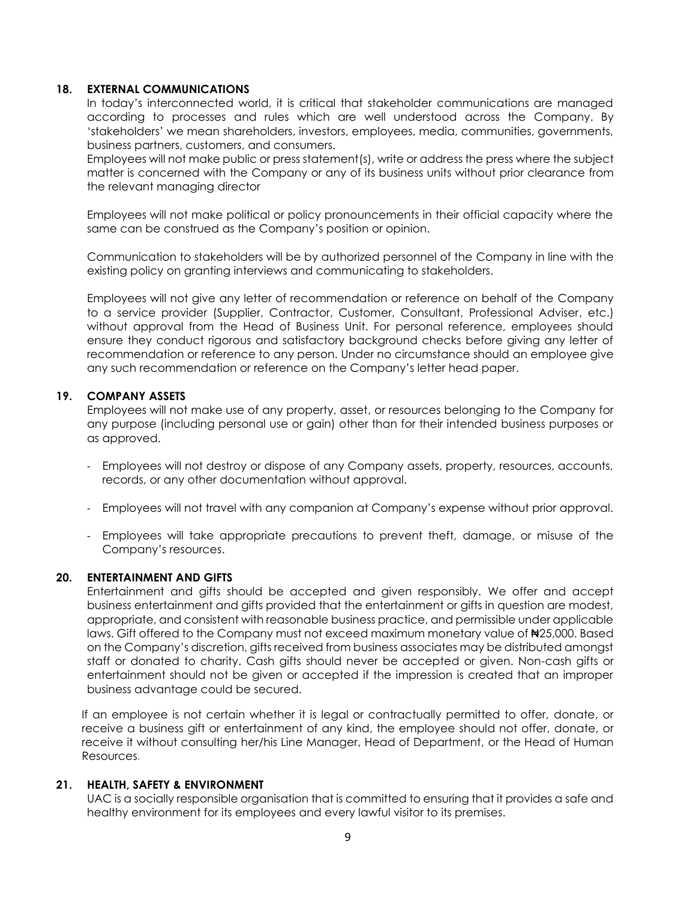## 18. EXTERNAL COMMUNICATIONS

In today's interconnected world, it is critical that stakeholder communications are managed according to processes and rules which are well understood across the Company. By 'stakeholders' we mean shareholders, investors, employees, media, communities, governments, business partners, customers, and consumers.

Employees will not make public or press statement(s), write or address the press where the subject matter is concerned with the Company or any of its business units without prior clearance from the relevant managing director

Employees will not make political or policy pronouncements in their official capacity where the same can be construed as the Company's position or opinion.

Communication to stakeholders will be by authorized personnel of the Company in line with the existing policy on granting interviews and communicating to stakeholders.

Employees will not give any letter of recommendation or reference on behalf of the Company to a service provider (Supplier, Contractor, Customer, Consultant, Professional Adviser, etc.) without approval from the Head of Business Unit. For personal reference, employees should ensure they conduct rigorous and satisfactory background checks before giving any letter of recommendation or reference to any person. Under no circumstance should an employee give any such recommendation or reference on the Company's letter head paper.

## 19. COMPANY ASSETS

Employees will not make use of any property, asset, or resources belonging to the Company for any purpose (including personal use or gain) other than for their intended business purposes or as approved.

- Employees will not destroy or dispose of any Company assets, property, resources, accounts, records, or any other documentation without approval.
- Employees will not travel with any companion at Company's expense without prior approval.
- Employees will take appropriate precautions to prevent theft, damage, or misuse of the Company's resources.

## 20. ENTERTAINMENT AND GIFTS

Entertainment and gifts should be accepted and given responsibly. We offer and accept business entertainment and gifts provided that the entertainment or gifts in question are modest, appropriate, and consistent with reasonable business practice, and permissible under applicable laws. Gift offered to the Company must not exceed maximum monetary value of ₦25,000. Based on the Company's discretion, gifts received from business associates may be distributed amongst staff or donated to charity. Cash gifts should never be accepted or given. Non-cash gifts or entertainment should not be given or accepted if the impression is created that an improper business advantage could be secured.

If an employee is not certain whether it is legal or contractually permitted to offer, donate, or receive a business gift or entertainment of any kind, the employee should not offer, donate, or receive it without consulting her/his Line Manager, Head of Department, or the Head of Human Resources.

## 21. HEALTH, SAFETY & ENVIRONMENT

UAC is a socially responsible organisation that is committed to ensuring that it provides a safe and healthy environment for its employees and every lawful visitor to its premises.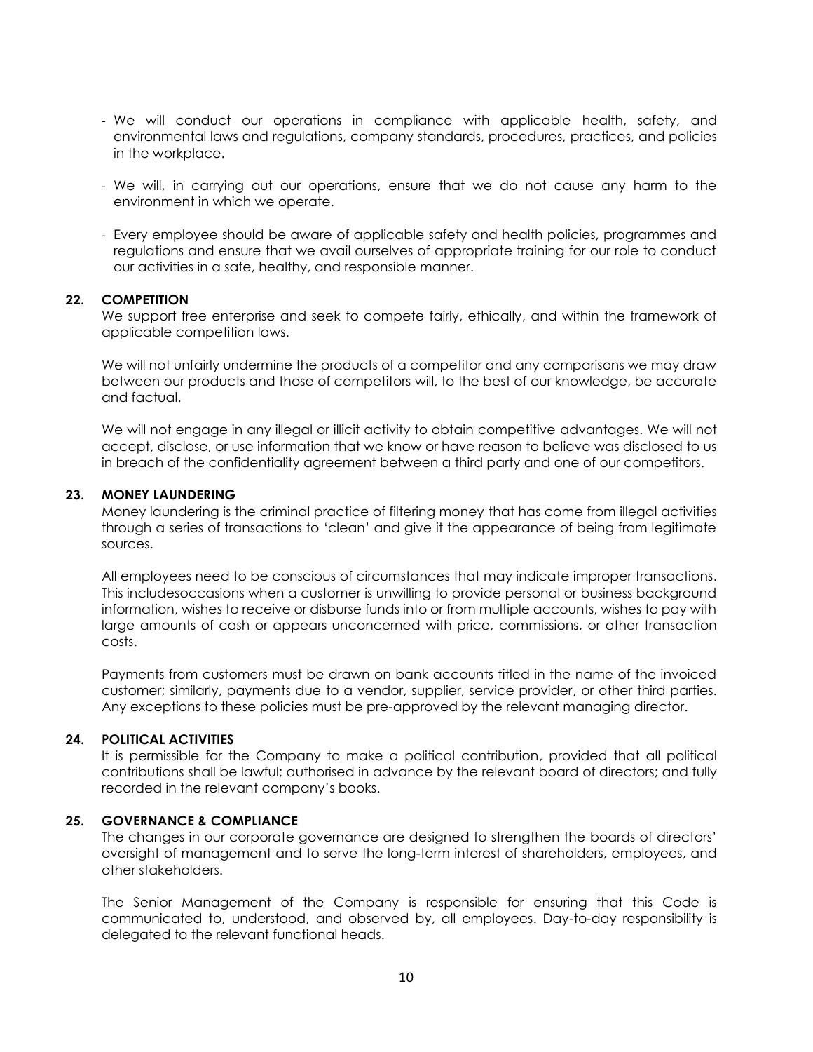- We will conduct our operations in compliance with applicable health, safety, and environmental laws and regulations, company standards, procedures, practices, and policies in the workplace.

- We will, in carrying out our operations, ensure that we do not cause any harm to the environment in which we operate.

- Every employee should be aware of applicable safety and health policies, programmes and regulations and ensure that we avail ourselves of appropriate training for our role to conduct our activities in a safe, healthy, and responsible manner.

## 22. COMPETITION

We support free enterprise and seek to compete fairly, ethically, and within the framework of applicable competition laws.

We will not unfairly undermine the products of a competitor and any comparisons we may draw between our products and those of competitors will, to the best of our knowledge, be accurate and factual.

We will not engage in any illegal or illicit activity to obtain competitive advantages. We will not accept, disclose, or use information that we know or have reason to believe was disclosed to us in breach of the confidentiality agreement between a third party and one of our competitors.

## 23. MONEY LAUNDERING

Money laundering is the criminal practice of filtering money that has come from illegal activities through a series of transactions to 'clean' and give it the appearance of being from legitimate sources.

All employees need to be conscious of circumstances that may indicate improper transactions. This includesoccasions when a customer is unwilling to provide personal or business background information, wishes to receive or disburse funds into or from multiple accounts, wishes to pay with large amounts of cash or appears unconcerned with price, commissions, or other transaction costs.

Payments from customers must be drawn on bank accounts titled in the name of the invoiced customer; similarly, payments due to a vendor, supplier, service provider, or other third parties. Any exceptions to these policies must be pre-approved by the relevant managing director.

## 24. POLITICAL ACTIVITIES

It is permissible for the Company to make a political contribution, provided that all political contributions shall be lawful; authorised in advance by the relevant board of directors; and fully recorded in the relevant company's books.

## 25. GOVERNANCE & COMPLIANCE

The changes in our corporate governance are designed to strengthen the boards of directors' oversight of management and to serve the long-term interest of shareholders, employees, and other stakeholders.

The Senior Management of the Company is responsible for ensuring that this Code is communicated to, understood, and observed by, all employees. Day-to-day responsibility is delegated to the relevant functional heads.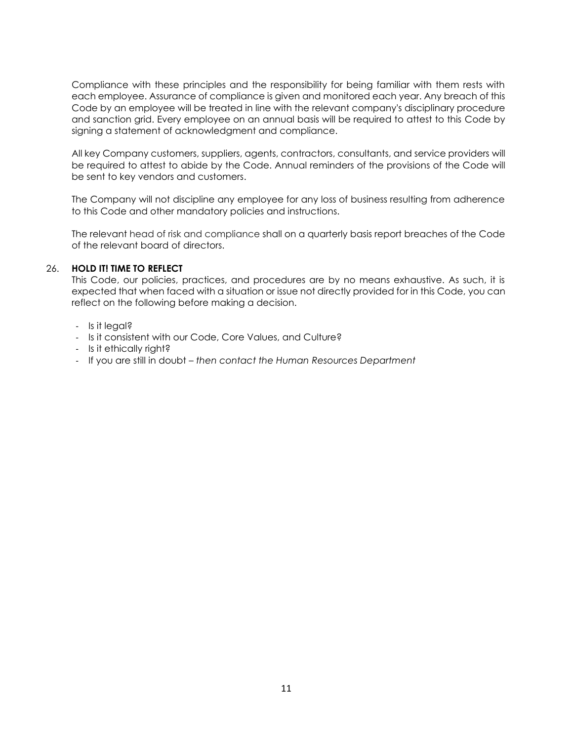Compliance with these principles and the responsibility for being familiar with them rests with each employee. Assurance of compliance is given and monitored each year. Any breach of this Code by an employee will be treated in line with the relevant company's disciplinary procedure and sanction grid. Every employee on an annual basis will be required to attest to this Code by signing a statement of acknowledgment and compliance.

All key Company customers, suppliers, agents, contractors, consultants, and service providers will be required to attest to abide by the Code. Annual reminders of the provisions of the Code will be sent to key vendors and customers.

The Company will not discipline any employee for any loss of business resulting from adherence to this Code and other mandatory policies and instructions.

The relevant head of risk and compliance shall on a quarterly basis report breaches of the Code of the relevant board of directors.

## 26. HOLD IT! TIME TO REFLECT

This Code, our policies, practices, and procedures are by no means exhaustive. As such, it is expected that when faced with a situation or issue not directly provided for in this Code, you can reflect on the following before making a decision.

- Is it legal?
- Is it consistent with our Code, Core Values, and Culture?
- Is it ethically right?
- If you are still in doubt – *then contact the Human Resources Department*